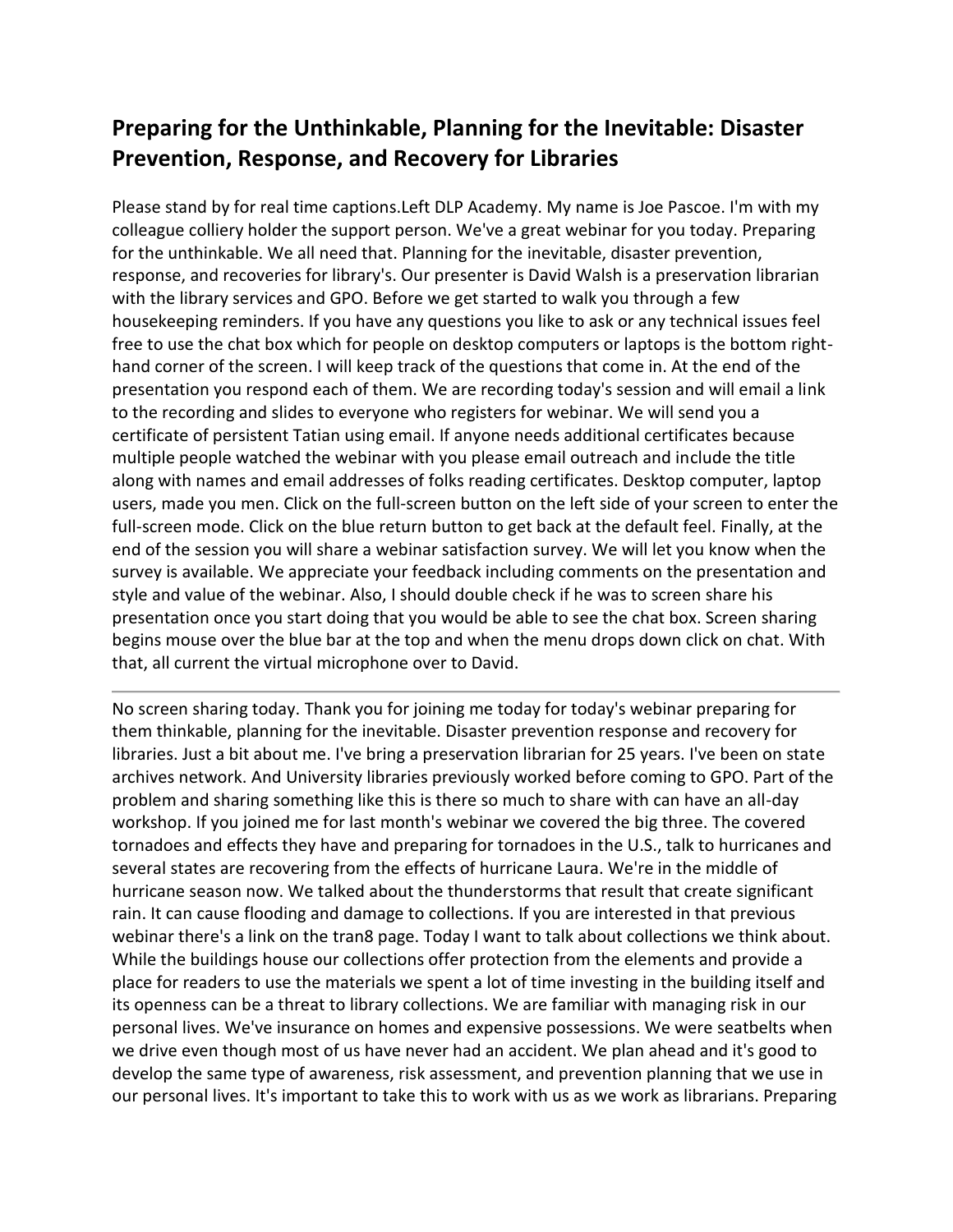## Preparing for the Unthinkable, Planning for the Inevitable: Disaster Prevention, Response, and Recovery for Libraries

Please stand by for real time captions.Left DLP Academy. My name is Joe Pascoe. I'm with my colleague colliery holder the support person. We've a great webinar for you today. Preparing for the unthinkable. We all need that. Planning for the inevitable, disaster prevention, response, and recoveries for library's. Our presenter is David Walsh is a preservation librarian with the library services and GPO. Before we get started to walk you through a few housekeeping reminders. If you have any questions you like to ask or any technical issues feel free to use the chat box which for people on desktop computers or laptops is the bottom right-hand corner of the screen. I will keep track of the questions that come in. At the end of the presentation you respond each of them. We are recording today's session and will email a link to the recording and slides to everyone who registers for webinar. We will send you a certificate of persistent Tatian using email. If anyone needs additional certificates because multiple people watched the webinar with you please email outreach and include the title along with names and email addresses of folks reading certificates. Desktop computer, laptop users, made you men. Click on the full-screen button on the left side of your screen to enter the full-screen mode. Click on the blue return button to get back at the default feel. Finally, at the end of the session you will share a webinar satisfaction survey. We will let you know when the survey is available. We appreciate your feedback including comments on the presentation and style and value of the webinar. Also, I should double check if he was to screen share his presentation once you start doing that you would be able to see the chat box. Screen sharing begins mouse over the blue bar at the top and when the menu drops down click on chat. With that, all current the virtual microphone over to David.

---

No screen sharing today. Thank you for joining me today for today's webinar preparing for them thinkable, planning for the inevitable. Disaster prevention response and recovery for libraries. Just a bit about me. I've bring a preservation librarian for 25 years. I've been on state archives network. And University libraries previously worked before coming to GPO. Part of the problem and sharing something like this is there so much to share with can have an all-day workshop. If you joined me for last month's webinar we covered the big three. The covered tornadoes and effects they have and preparing for tornadoes in the U.S., talk to hurricanes and several states are recovering from the effects of hurricane Laura. We're in the middle of hurricane season now. We talked about the thunderstorms that result that create significant rain. It can cause flooding and damage to collections. If you are interested in that previous webinar there's a link on the tran8 page. Today I want to talk about collections we think about. While the buildings house our collections offer protection from the elements and provide a place for readers to use the materials we spent a lot of time investing in the building itself and its openness can be a threat to library collections. We are familiar with managing risk in our personal lives. We've insurance on homes and expensive possessions. We were seatbelts when we drive even though most of us have never had an accident. We plan ahead and it's good to develop the same type of awareness, risk assessment, and prevention planning that we use in our personal lives. It's important to take this to work with us as we work as librarians. Preparing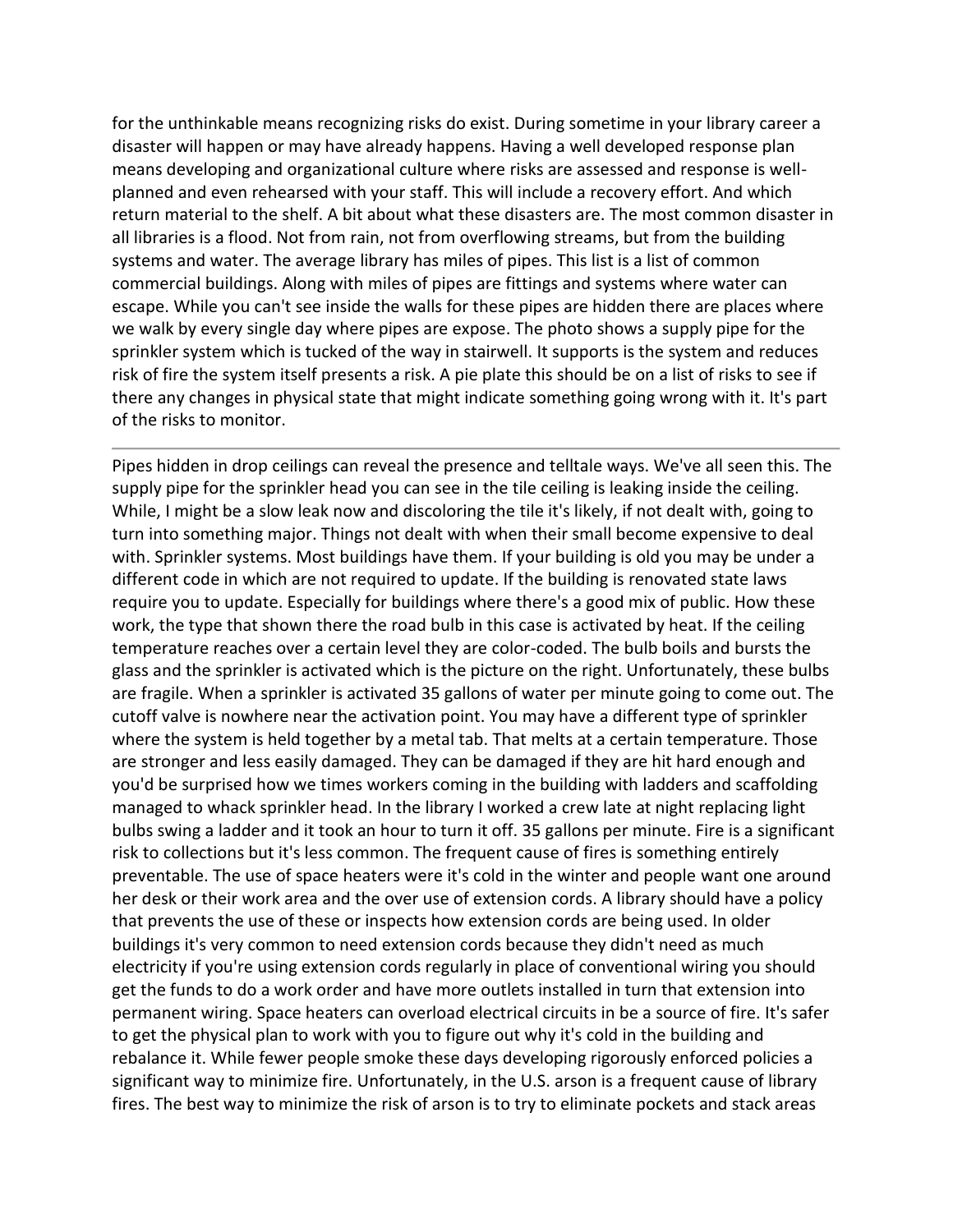for the unthinkable means recognizing risks do exist. During sometime in your library career a disaster will happen or may have already happens. Having a well developed response plan means developing and organizational culture where risks are assessed and response is well-planned and even rehearsed with your staff. This will include a recovery effort. And which return material to the shelf. A bit about what these disasters are. The most common disaster in all libraries is a flood. Not from rain, not from overflowing streams, but from the building systems and water. The average library has miles of pipes. This list is a list of common commercial buildings. Along with miles of pipes are fittings and systems where water can escape. While you can't see inside the walls for these pipes are hidden there are places where we walk by every single day where pipes are expose. The photo shows a supply pipe for the sprinkler system which is tucked of the way in stairwell. It supports is the system and reduces risk of fire the system itself presents a risk. A pie plate this should be on a list of risks to see if there any changes in physical state that might indicate something going wrong with it. It's part of the risks to monitor.

---

Pipes hidden in drop ceilings can reveal the presence and telltale ways. We've all seen this. The supply pipe for the sprinkler head you can see in the tile ceiling is leaking inside the ceiling. While, I might be a slow leak now and discoloring the tile it's likely, if not dealt with, going to turn into something major. Things not dealt with when their small become expensive to deal with. Sprinkler systems. Most buildings have them. If your building is old you may be under a different code in which are not required to update. If the building is renovated state laws require you to update. Especially for buildings where there's a good mix of public. How these work, the type that shown there the road bulb in this case is activated by heat. If the ceiling temperature reaches over a certain level they are color-coded. The bulb boils and bursts the glass and the sprinkler is activated which is the picture on the right. Unfortunately, these bulbs are fragile. When a sprinkler is activated 35 gallons of water per minute going to come out. The cutoff valve is nowhere near the activation point. You may have a different type of sprinkler where the system is held together by a metal tab. That melts at a certain temperature. Those are stronger and less easily damaged. They can be damaged if they are hit hard enough and you'd be surprised how we times workers coming in the building with ladders and scaffolding managed to whack sprinkler head. In the library I worked a crew late at night replacing light bulbs swing a ladder and it took an hour to turn it off. 35 gallons per minute. Fire is a significant risk to collections but it's less common. The frequent cause of fires is something entirely preventable. The use of space heaters were it's cold in the winter and people want one around her desk or their work area and the over use of extension cords. A library should have a policy that prevents the use of these or inspects how extension cords are being used. In older buildings it's very common to need extension cords because they didn't need as much electricity if you're using extension cords regularly in place of conventional wiring you should get the funds to do a work order and have more outlets installed in turn that extension into permanent wiring. Space heaters can overload electrical circuits in be a source of fire. It's safer to get the physical plan to work with you to figure out why it's cold in the building and rebalance it. While fewer people smoke these days developing rigorously enforced policies a significant way to minimize fire. Unfortunately, in the U.S. arson is a frequent cause of library fires. The best way to minimize the risk of arson is to try to eliminate pockets and stack areas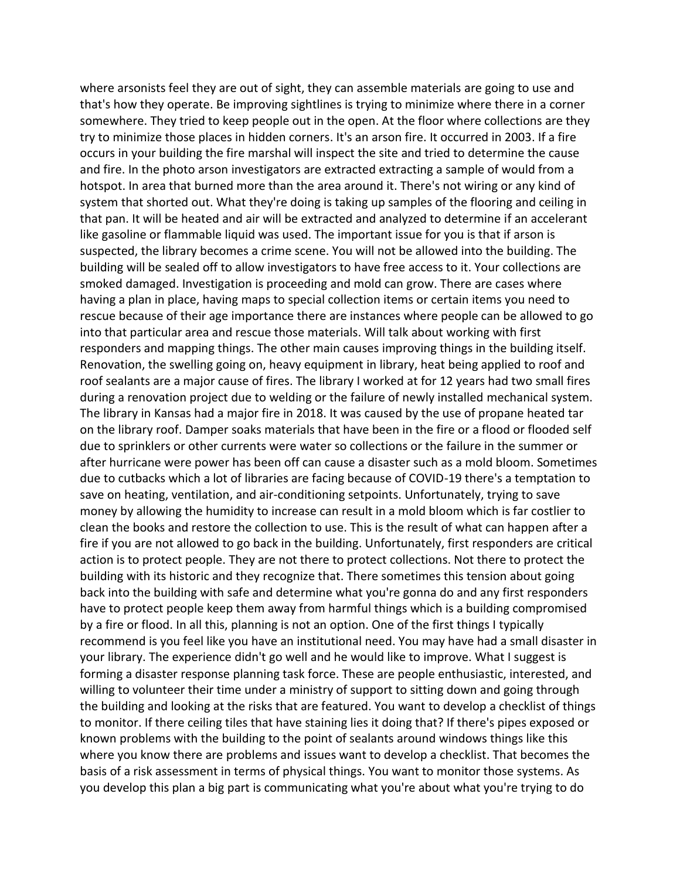where arsonists feel they are out of sight, they can assemble materials are going to use and that's how they operate. Be improving sightlines is trying to minimize where there in a corner somewhere. They tried to keep people out in the open. At the floor where collections are they try to minimize those places in hidden corners. It's an arson fire. It occurred in 2003. If a fire occurs in your building the fire marshal will inspect the site and tried to determine the cause and fire. In the photo arson investigators are extracted extracting a sample of would from a hotspot. In area that burned more than the area around it. There's not wiring or any kind of system that shorted out. What they're doing is taking up samples of the flooring and ceiling in that pan. It will be heated and air will be extracted and analyzed to determine if an accelerant like gasoline or flammable liquid was used. The important issue for you is that if arson is suspected, the library becomes a crime scene. You will not be allowed into the building. The building will be sealed off to allow investigators to have free access to it. Your collections are smoked damaged. Investigation is proceeding and mold can grow. There are cases where having a plan in place, having maps to special collection items or certain items you need to rescue because of their age importance there are instances where people can be allowed to go into that particular area and rescue those materials. Will talk about working with first responders and mapping things. The other main causes improving things in the building itself. Renovation, the swelling going on, heavy equipment in library, heat being applied to roof and roof sealants are a major cause of fires. The library I worked at for 12 years had two small fires during a renovation project due to welding or the failure of newly installed mechanical system. The library in Kansas had a major fire in 2018. It was caused by the use of propane heated tar on the library roof. Damper soaks materials that have been in the fire or a flood or flooded self due to sprinklers or other currents were water so collections or the failure in the summer or after hurricane were power has been off can cause a disaster such as a mold bloom. Sometimes due to cutbacks which a lot of libraries are facing because of COVID-19 there's a temptation to save on heating, ventilation, and air-conditioning setpoints. Unfortunately, trying to save money by allowing the humidity to increase can result in a mold bloom which is far costlier to clean the books and restore the collection to use. This is the result of what can happen after a fire if you are not allowed to go back in the building. Unfortunately, first responders are critical action is to protect people. They are not there to protect collections. Not there to protect the building with its historic and they recognize that. There sometimes this tension about going back into the building with safe and determine what you're gonna do and any first responders have to protect people keep them away from harmful things which is a building compromised by a fire or flood. In all this, planning is not an option. One of the first things I typically recommend is you feel like you have an institutional need. You may have had a small disaster in your library. The experience didn't go well and he would like to improve. What I suggest is forming a disaster response planning task force. These are people enthusiastic, interested, and willing to volunteer their time under a ministry of support to sitting down and going through the building and looking at the risks that are featured. You want to develop a checklist of things to monitor. If there ceiling tiles that have staining lies it doing that? If there's pipes exposed or known problems with the building to the point of sealants around windows things like this where you know there are problems and issues want to develop a checklist. That becomes the basis of a risk assessment in terms of physical things. You want to monitor those systems. As you develop this plan a big part is communicating what you're about what you're trying to do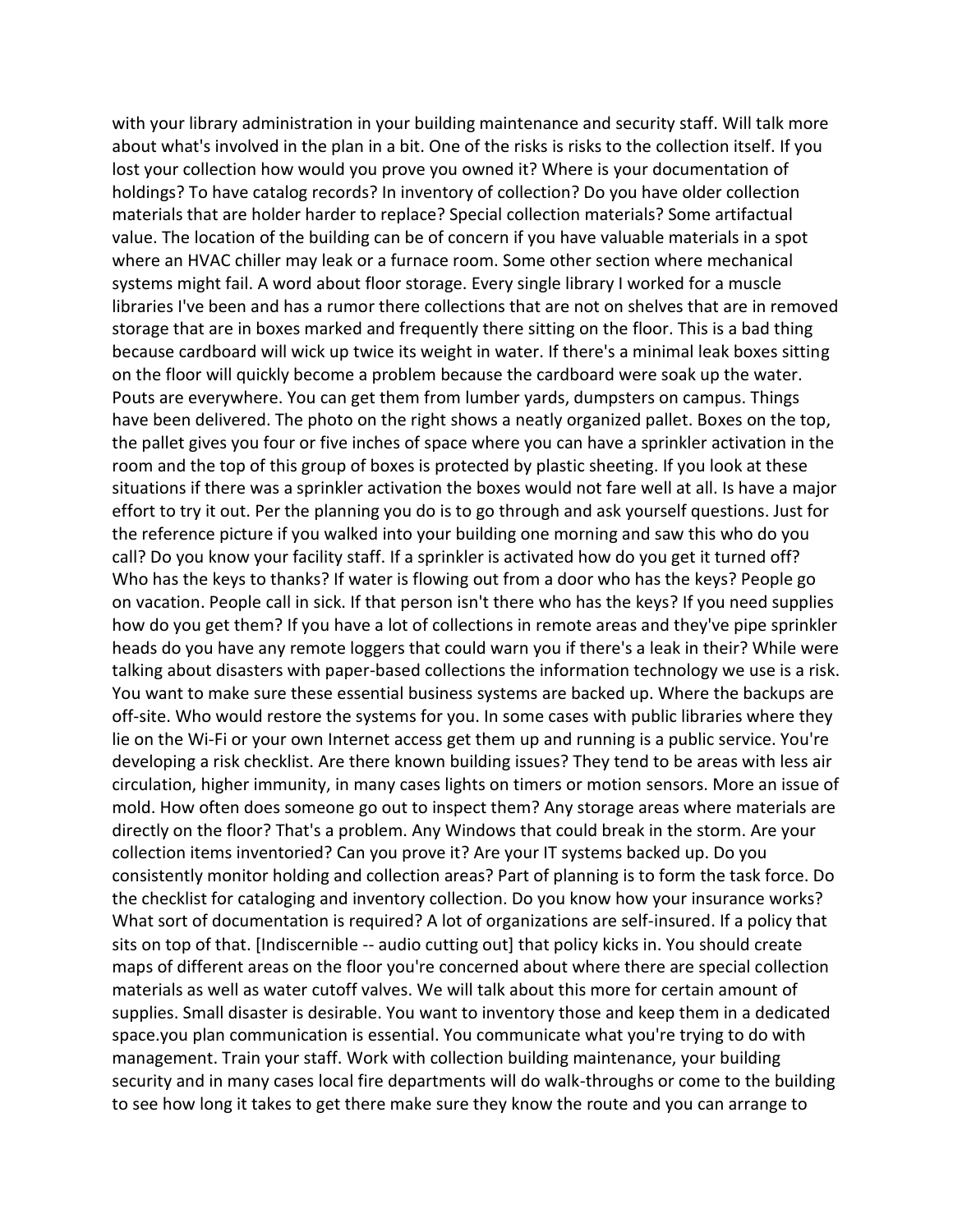with your library administration in your building maintenance and security staff. Will talk more about what's involved in the plan in a bit. One of the risks is risks to the collection itself. If you lost your collection how would you prove you owned it? Where is your documentation of holdings? To have catalog records? In inventory of collection? Do you have older collection materials that are holder harder to replace? Special collection materials? Some artifactual value. The location of the building can be of concern if you have valuable materials in a spot where an HVAC chiller may leak or a furnace room. Some other section where mechanical systems might fail. A word about floor storage. Every single library I worked for a muscle libraries I've been and has a rumor there collections that are not on shelves that are in removed storage that are in boxes marked and frequently there sitting on the floor. This is a bad thing because cardboard will wick up twice its weight in water. If there's a minimal leak boxes sitting on the floor will quickly become a problem because the cardboard were soak up the water. Pouts are everywhere. You can get them from lumber yards, dumpsters on campus. Things have been delivered. The photo on the right shows a neatly organized pallet. Boxes on the top, the pallet gives you four or five inches of space where you can have a sprinkler activation in the room and the top of this group of boxes is protected by plastic sheeting. If you look at these situations if there was a sprinkler activation the boxes would not fare well at all. Is have a major effort to try it out. Per the planning you do is to go through and ask yourself questions. Just for the reference picture if you walked into your building one morning and saw this who do you call? Do you know your facility staff. If a sprinkler is activated how do you get it turned off? Who has the keys to thanks? If water is flowing out from a door who has the keys? People go on vacation. People call in sick. If that person isn't there who has the keys? If you need supplies how do you get them? If you have a lot of collections in remote areas and they've pipe sprinkler heads do you have any remote loggers that could warn you if there's a leak in their? While were talking about disasters with paper-based collections the information technology we use is a risk. You want to make sure these essential business systems are backed up. Where the backups are off-site. Who would restore the systems for you. In some cases with public libraries where they lie on the Wi-Fi or your own Internet access get them up and running is a public service. You're developing a risk checklist. Are there known building issues? They tend to be areas with less air circulation, higher immunity, in many cases lights on timers or motion sensors. More an issue of mold. How often does someone go out to inspect them? Any storage areas where materials are directly on the floor? That's a problem. Any Windows that could break in the storm. Are your collection items inventoried? Can you prove it? Are your IT systems backed up. Do you consistently monitor holding and collection areas? Part of planning is to form the task force. Do the checklist for cataloging and inventory collection. Do you know how your insurance works? What sort of documentation is required? A lot of organizations are self-insured. If a policy that sits on top of that. [Indiscernible -- audio cutting out] that policy kicks in. You should create maps of different areas on the floor you're concerned about where there are special collection materials as well as water cutoff valves. We will talk about this more for certain amount of supplies. Small disaster is desirable. You want to inventory those and keep them in a dedicated space.you plan communication is essential. You communicate what you're trying to do with management. Train your staff. Work with collection building maintenance, your building security and in many cases local fire departments will do walk-throughs or come to the building to see how long it takes to get there make sure they know the route and you can arrange to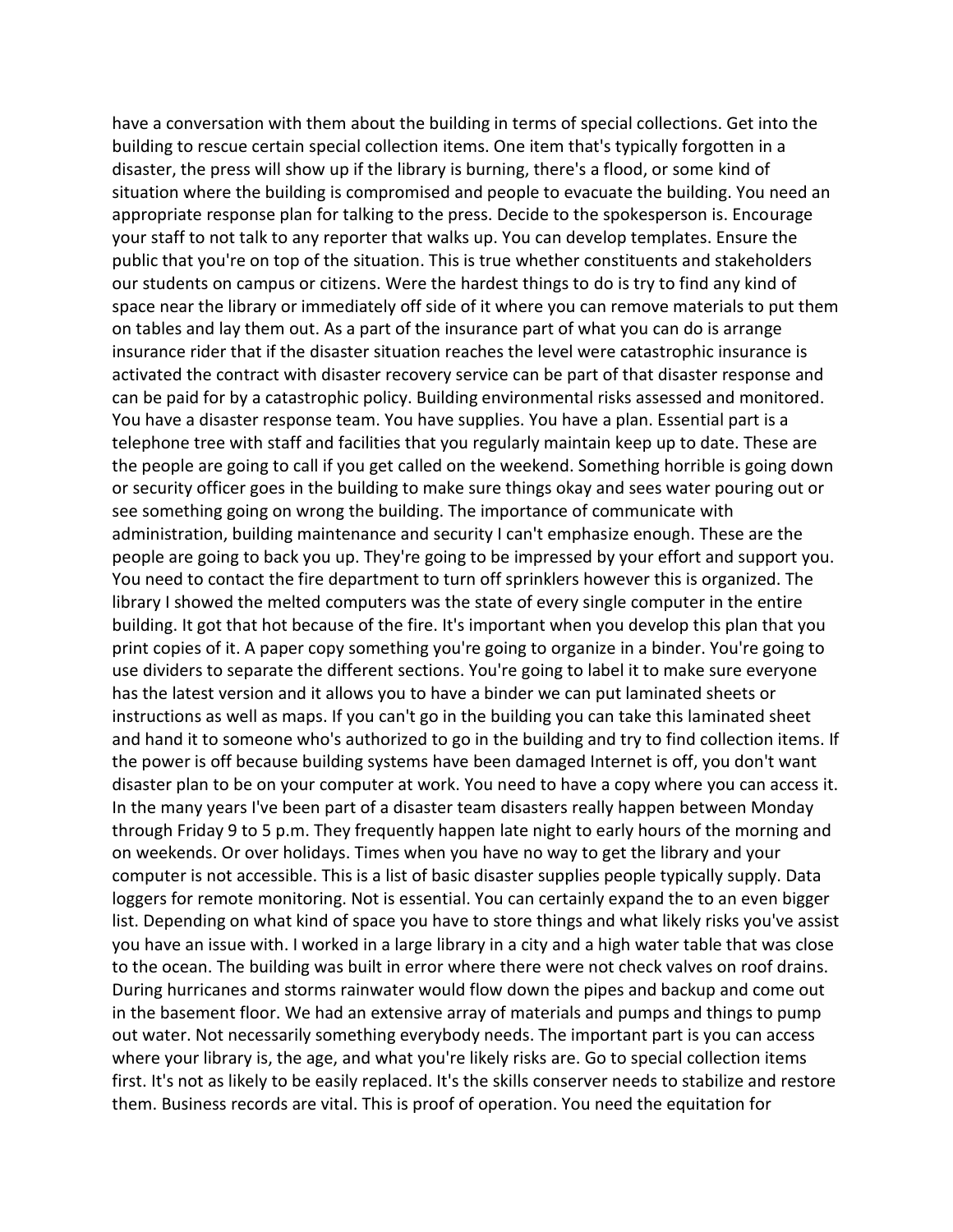have a conversation with them about the building in terms of special collections. Get into the building to rescue certain special collection items. One item that's typically forgotten in a disaster, the press will show up if the library is burning, there's a flood, or some kind of situation where the building is compromised and people to evacuate the building. You need an appropriate response plan for talking to the press. Decide to the spokesperson is. Encourage your staff to not talk to any reporter that walks up. You can develop templates. Ensure the public that you're on top of the situation. This is true whether constituents and stakeholders our students on campus or citizens. Were the hardest things to do is try to find any kind of space near the library or immediately off side of it where you can remove materials to put them on tables and lay them out. As a part of the insurance part of what you can do is arrange insurance rider that if the disaster situation reaches the level were catastrophic insurance is activated the contract with disaster recovery service can be part of that disaster response and can be paid for by a catastrophic policy. Building environmental risks assessed and monitored. You have a disaster response team. You have supplies. You have a plan. Essential part is a telephone tree with staff and facilities that you regularly maintain keep up to date. These are the people are going to call if you get called on the weekend. Something horrible is going down or security officer goes in the building to make sure things okay and sees water pouring out or see something going on wrong the building. The importance of communicate with administration, building maintenance and security I can't emphasize enough. These are the people are going to back you up. They're going to be impressed by your effort and support you. You need to contact the fire department to turn off sprinklers however this is organized. The library I showed the melted computers was the state of every single computer in the entire building. It got that hot because of the fire. It's important when you develop this plan that you print copies of it. A paper copy something you're going to organize in a binder. You're going to use dividers to separate the different sections. You're going to label it to make sure everyone has the latest version and it allows you to have a binder we can put laminated sheets or instructions as well as maps. If you can't go in the building you can take this laminated sheet and hand it to someone who's authorized to go in the building and try to find collection items. If the power is off because building systems have been damaged Internet is off, you don't want disaster plan to be on your computer at work. You need to have a copy where you can access it. In the many years I've been part of a disaster team disasters really happen between Monday through Friday 9 to 5 p.m. They frequently happen late night to early hours of the morning and on weekends. Or over holidays. Times when you have no way to get the library and your computer is not accessible. This is a list of basic disaster supplies people typically supply. Data loggers for remote monitoring. Not is essential. You can certainly expand the to an even bigger list. Depending on what kind of space you have to store things and what likely risks you've assist you have an issue with. I worked in a large library in a city and a high water table that was close to the ocean. The building was built in error where there were not check valves on roof drains. During hurricanes and storms rainwater would flow down the pipes and backup and come out in the basement floor. We had an extensive array of materials and pumps and things to pump out water. Not necessarily something everybody needs. The important part is you can access where your library is, the age, and what you're likely risks are. Go to special collection items first. It's not as likely to be easily replaced. It's the skills conserver needs to stabilize and restore them. Business records are vital. This is proof of operation. You need the equitation for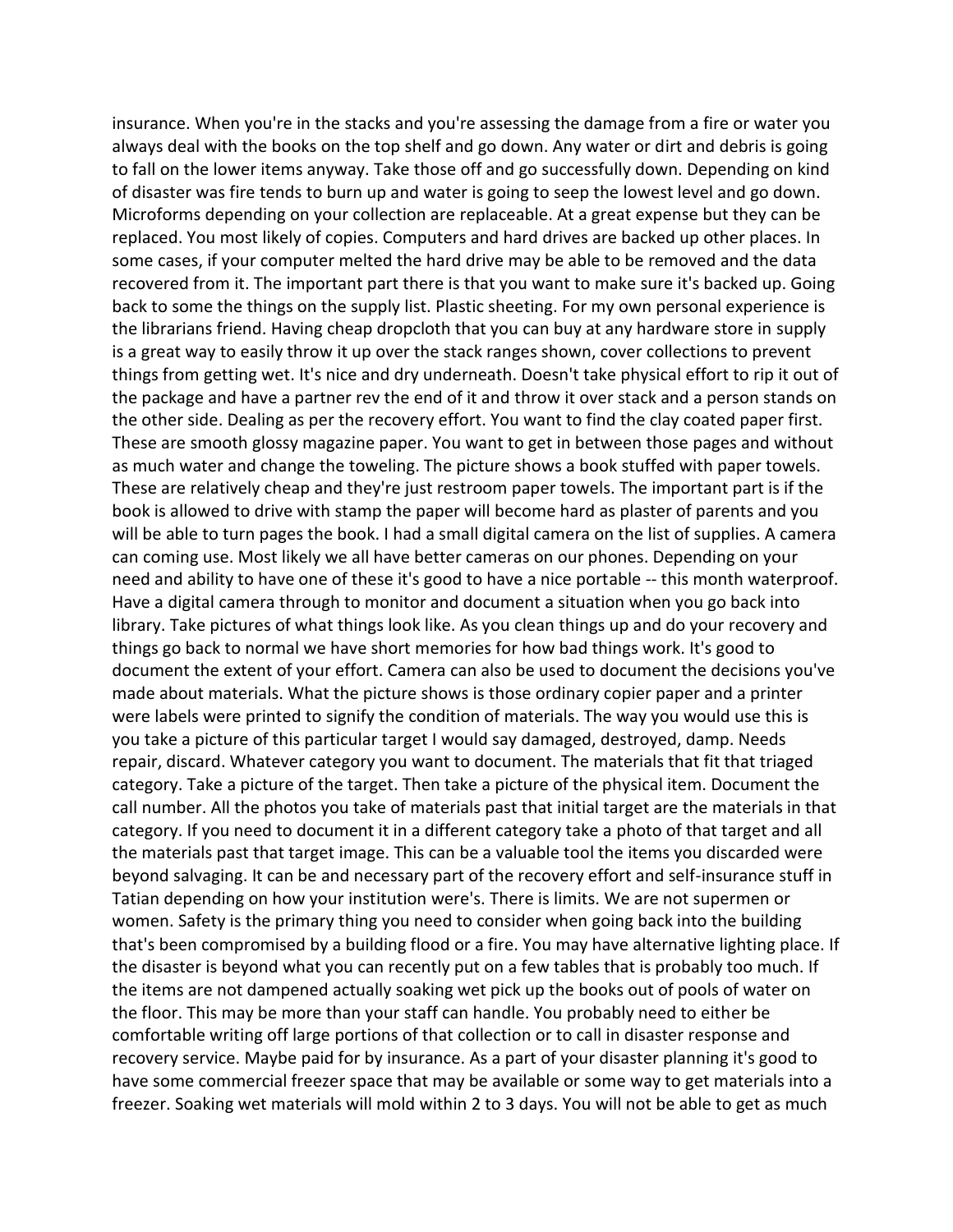insurance. When you're in the stacks and you're assessing the damage from a fire or water you always deal with the books on the top shelf and go down. Any water or dirt and debris is going to fall on the lower items anyway. Take those off and go successfully down. Depending on kind of disaster was fire tends to burn up and water is going to seep the lowest level and go down. Microforms depending on your collection are replaceable. At a great expense but they can be replaced. You most likely of copies. Computers and hard drives are backed up other places. In some cases, if your computer melted the hard drive may be able to be removed and the data recovered from it. The important part there is that you want to make sure it's backed up. Going back to some the things on the supply list. Plastic sheeting. For my own personal experience is the librarians friend. Having cheap dropcloth that you can buy at any hardware store in supply is a great way to easily throw it up over the stack ranges shown, cover collections to prevent things from getting wet. It's nice and dry underneath. Doesn't take physical effort to rip it out of the package and have a partner rev the end of it and throw it over stack and a person stands on the other side. Dealing as per the recovery effort. You want to find the clay coated paper first. These are smooth glossy magazine paper. You want to get in between those pages and without as much water and change the toweling. The picture shows a book stuffed with paper towels. These are relatively cheap and they're just restroom paper towels. The important part is if the book is allowed to drive with stamp the paper will become hard as plaster of parents and you will be able to turn pages the book. I had a small digital camera on the list of supplies. A camera can coming use. Most likely we all have better cameras on our phones. Depending on your need and ability to have one of these it's good to have a nice portable -- this month waterproof. Have a digital camera through to monitor and document a situation when you go back into library. Take pictures of what things look like. As you clean things up and do your recovery and things go back to normal we have short memories for how bad things work. It's good to document the extent of your effort. Camera can also be used to document the decisions you've made about materials. What the picture shows is those ordinary copier paper and a printer were labels were printed to signify the condition of materials. The way you would use this is you take a picture of this particular target I would say damaged, destroyed, damp. Needs repair, discard. Whatever category you want to document. The materials that fit that triaged category. Take a picture of the target. Then take a picture of the physical item. Document the call number. All the photos you take of materials past that initial target are the materials in that category. If you need to document it in a different category take a photo of that target and all the materials past that target image. This can be a valuable tool the items you discarded were beyond salvaging. It can be and necessary part of the recovery effort and self-insurance stuff in Tatian depending on how your institution were's. There is limits. We are not supermen or women. Safety is the primary thing you need to consider when going back into the building that's been compromised by a building flood or a fire. You may have alternative lighting place. If the disaster is beyond what you can recently put on a few tables that is probably too much. If the items are not dampened actually soaking wet pick up the books out of pools of water on the floor. This may be more than your staff can handle. You probably need to either be comfortable writing off large portions of that collection or to call in disaster response and recovery service. Maybe paid for by insurance. As a part of your disaster planning it's good to have some commercial freezer space that may be available or some way to get materials into a freezer. Soaking wet materials will mold within 2 to 3 days. You will not be able to get as much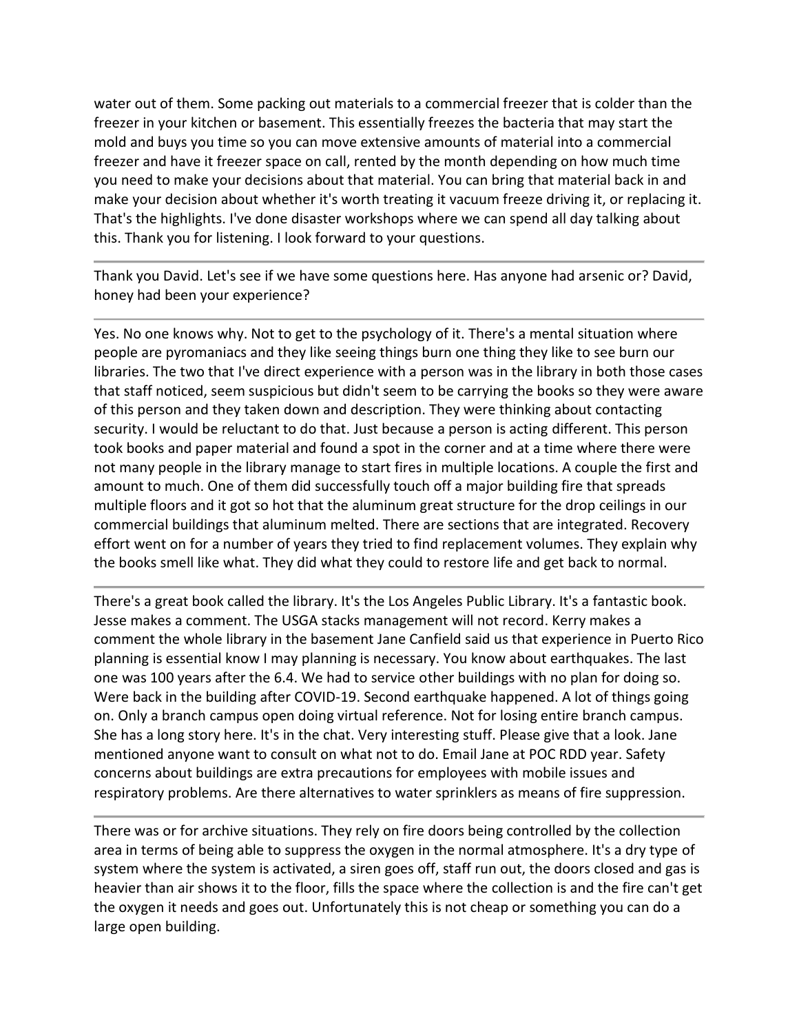water out of them. Some packing out materials to a commercial freezer that is colder than the freezer in your kitchen or basement. This essentially freezes the bacteria that may start the mold and buys you time so you can move extensive amounts of material into a commercial freezer and have it freezer space on call, rented by the month depending on how much time you need to make your decisions about that material. You can bring that material back in and make your decision about whether it's worth treating it vacuum freeze driving it, or replacing it. That's the highlights. I've done disaster workshops where we can spend all day talking about this. Thank you for listening. I look forward to your questions.

---

Thank you David. Let's see if we have some questions here. Has anyone had arsenic or? David, honey had been your experience?

---

Yes. No one knows why. Not to get to the psychology of it. There's a mental situation where people are pyromaniacs and they like seeing things burn one thing they like to see burn our libraries. The two that I've direct experience with a person was in the library in both those cases that staff noticed, seem suspicious but didn't seem to be carrying the books so they were aware of this person and they taken down and description. They were thinking about contacting security. I would be reluctant to do that. Just because a person is acting different. This person took books and paper material and found a spot in the corner and at a time where there were not many people in the library manage to start fires in multiple locations. A couple the first and amount to much. One of them did successfully touch off a major building fire that spreads multiple floors and it got so hot that the aluminum great structure for the drop ceilings in our commercial buildings that aluminum melted. There are sections that are integrated. Recovery effort went on for a number of years they tried to find replacement volumes. They explain why the books smell like what. They did what they could to restore life and get back to normal.

---

There's a great book called the library. It's the Los Angeles Public Library. It's a fantastic book. Jesse makes a comment. The USGA stacks management will not record. Kerry makes a comment the whole library in the basement Jane Canfield said us that experience in Puerto Rico planning is essential know I may planning is necessary. You know about earthquakes. The last one was 100 years after the 6.4. We had to service other buildings with no plan for doing so. Were back in the building after COVID-19. Second earthquake happened. A lot of things going on. Only a branch campus open doing virtual reference. Not for losing entire branch campus. She has a long story here. It's in the chat. Very interesting stuff. Please give that a look. Jane mentioned anyone want to consult on what not to do. Email Jane at POC RDD year. Safety concerns about buildings are extra precautions for employees with mobile issues and respiratory problems. Are there alternatives to water sprinklers as means of fire suppression.

---

There was or for archive situations. They rely on fire doors being controlled by the collection area in terms of being able to suppress the oxygen in the normal atmosphere. It's a dry type of system where the system is activated, a siren goes off, staff run out, the doors closed and gas is heavier than air shows it to the floor, fills the space where the collection is and the fire can't get the oxygen it needs and goes out. Unfortunately this is not cheap or something you can do a large open building.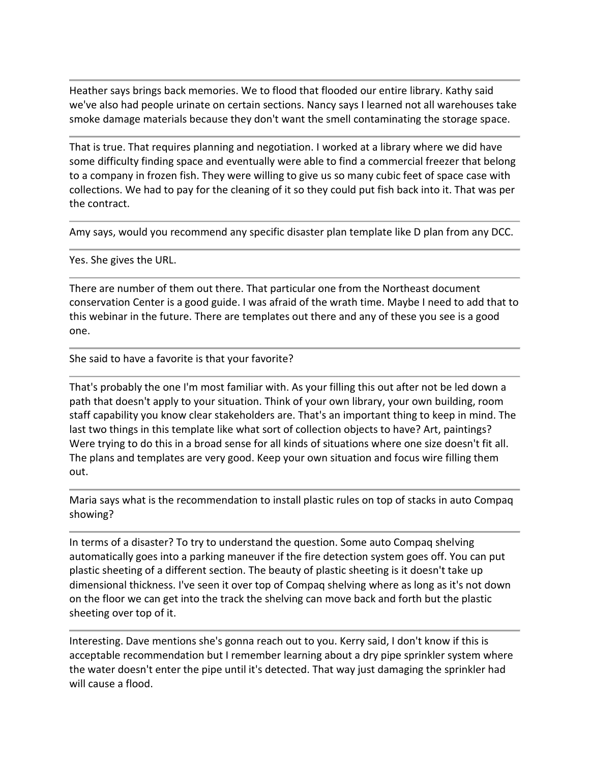---

Heather says brings back memories. We to flood that flooded our entire library. Kathy said we've also had people urinate on certain sections. Nancy says I learned not all warehouses take smoke damage materials because they don't want the smell contaminating the storage space.

---

That is true. That requires planning and negotiation. I worked at a library where we did have some difficulty finding space and eventually were able to find a commercial freezer that belong to a company in frozen fish. They were willing to give us so many cubic feet of space case with collections. We had to pay for the cleaning of it so they could put fish back into it. That was per the contract.

---

Amy says, would you recommend any specific disaster plan template like D plan from any DCC.

---

Yes. She gives the URL.

---

There are number of them out there. That particular one from the Northeast document conservation Center is a good guide. I was afraid of the wrath time. Maybe I need to add that to this webinar in the future. There are templates out there and any of these you see is a good one.

---

She said to have a favorite is that your favorite?

---

That's probably the one I'm most familiar with. As your filling this out after not be led down a path that doesn't apply to your situation. Think of your own library, your own building, room staff capability you know clear stakeholders are. That's an important thing to keep in mind. The last two things in this template like what sort of collection objects to have? Art, paintings? Were trying to do this in a broad sense for all kinds of situations where one size doesn't fit all. The plans and templates are very good. Keep your own situation and focus wire filling them out.

---

Maria says what is the recommendation to install plastic rules on top of stacks in auto Compaq showing?

---

In terms of a disaster? To try to understand the question. Some auto Compaq shelving automatically goes into a parking maneuver if the fire detection system goes off. You can put plastic sheeting of a different section. The beauty of plastic sheeting is it doesn't take up dimensional thickness. I've seen it over top of Compaq shelving where as long as it's not down on the floor we can get into the track the shelving can move back and forth but the plastic sheeting over top of it.

---

Interesting. Dave mentions she's gonna reach out to you. Kerry said, I don't know if this is acceptable recommendation but I remember learning about a dry pipe sprinkler system where the water doesn't enter the pipe until it's detected. That way just damaging the sprinkler had will cause a flood.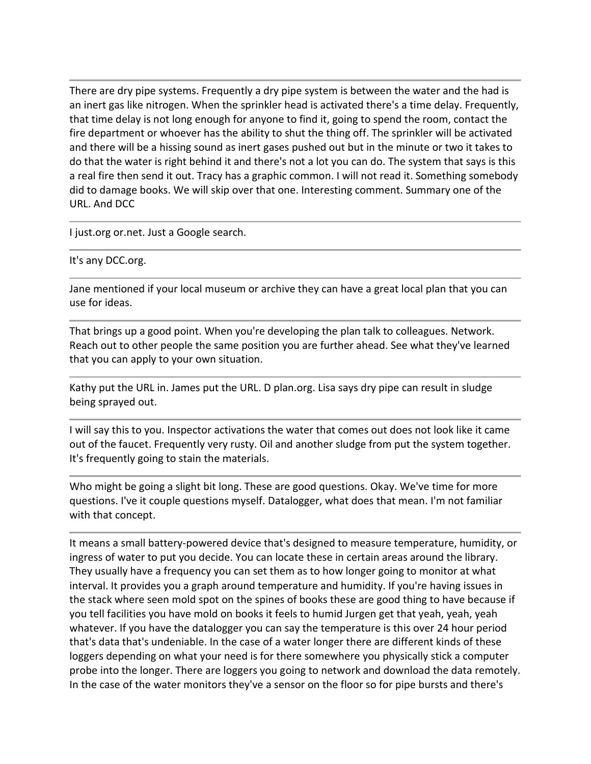There are dry pipe systems. Frequently a dry pipe system is between the water and the had is an inert gas like nitrogen. When the sprinkler head is activated there's a time delay. Frequently, that time delay is not long enough for anyone to find it, going to spend the room, contact the fire department or whoever has the ability to shut the thing off. The sprinkler will be activated and there will be a hissing sound as inert gases pushed out but in the minute or two it takes to do that the water is right behind it and there's not a lot you can do. The system that says is this a real fire then send it out. Tracy has a graphic common. I will not read it. Something somebody did to damage books. We will skip over that one. Interesting comment. Summary one of the URL. And DCC

---

I just.org or.net. Just a Google search.

---

It's any DCC.org.

---

Jane mentioned if your local museum or archive they can have a great local plan that you can use for ideas.

---

That brings up a good point. When you're developing the plan talk to colleagues. Network. Reach out to other people the same position you are further ahead. See what they've learned that you can apply to your own situation.

---

Kathy put the URL in. James put the URL. D plan.org. Lisa says dry pipe can result in sludge being sprayed out.

---

I will say this to you. Inspector activations the water that comes out does not look like it came out of the faucet. Frequently very rusty. Oil and another sludge from put the system together. It's frequently going to stain the materials.

---

Who might be going a slight bit long. These are good questions. Okay. We've time for more questions. I've it couple questions myself. Datalogger, what does that mean. I'm not familiar with that concept.

---

It means a small battery-powered device that's designed to measure temperature, humidity, or ingress of water to put you decide. You can locate these in certain areas around the library. They usually have a frequency you can set them as to how longer going to monitor at what interval. It provides you a graph around temperature and humidity. If you're having issues in the stack where seen mold spot on the spines of books these are good thing to have because if you tell facilities you have mold on books it feels to humid Jurgen get that yeah, yeah, yeah whatever. If you have the datalogger you can say the temperature is this over 24 hour period that's data that's undeniable. In the case of a water longer there are different kinds of these loggers depending on what your need is for there somewhere you physically stick a computer probe into the longer. There are loggers you going to network and download the data remotely. In the case of the water monitors they've a sensor on the floor so for pipe bursts and there's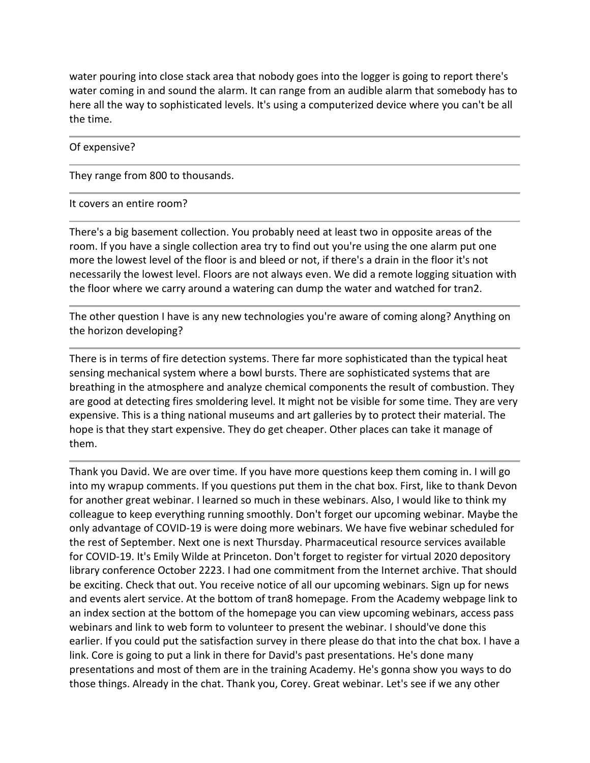water pouring into close stack area that nobody goes into the logger is going to report there's water coming in and sound the alarm. It can range from an audible alarm that somebody has to here all the way to sophisticated levels. It's using a computerized device where you can't be all the time.

---

Of expensive?

---

They range from 800 to thousands.

---

It covers an entire room?

---

There's a big basement collection. You probably need at least two in opposite areas of the room. If you have a single collection area try to find out you're using the one alarm put one more the lowest level of the floor is and bleed or not, if there's a drain in the floor it's not necessarily the lowest level. Floors are not always even. We did a remote logging situation with the floor where we carry around a watering can dump the water and watched for tran2.

---

The other question I have is any new technologies you're aware of coming along? Anything on the horizon developing?

---

There is in terms of fire detection systems. There far more sophisticated than the typical heat sensing mechanical system where a bowl bursts. There are sophisticated systems that are breathing in the atmosphere and analyze chemical components the result of combustion. They are good at detecting fires smoldering level. It might not be visible for some time. They are very expensive. This is a thing national museums and art galleries by to protect their material. The hope is that they start expensive. They do get cheaper. Other places can take it manage of them.

---

Thank you David. We are over time. If you have more questions keep them coming in. I will go into my wrapup comments. If you questions put them in the chat box. First, like to thank Devon for another great webinar. I learned so much in these webinars. Also, I would like to think my colleague to keep everything running smoothly. Don't forget our upcoming webinar. Maybe the only advantage of COVID-19 is were doing more webinars. We have five webinar scheduled for the rest of September. Next one is next Thursday. Pharmaceutical resource services available for COVID-19. It's Emily Wilde at Princeton. Don't forget to register for virtual 2020 depository library conference October 2223. I had one commitment from the Internet archive. That should be exciting. Check that out. You receive notice of all our upcoming webinars. Sign up for news and events alert service. At the bottom of tran8 homepage. From the Academy webpage link to an index section at the bottom of the homepage you can view upcoming webinars, access pass webinars and link to web form to volunteer to present the webinar. I should've done this earlier. If you could put the satisfaction survey in there please do that into the chat box. I have a link. Core is going to put a link in there for David's past presentations. He's done many presentations and most of them are in the training Academy. He's gonna show you ways to do those things. Already in the chat. Thank you, Corey. Great webinar. Let's see if we any other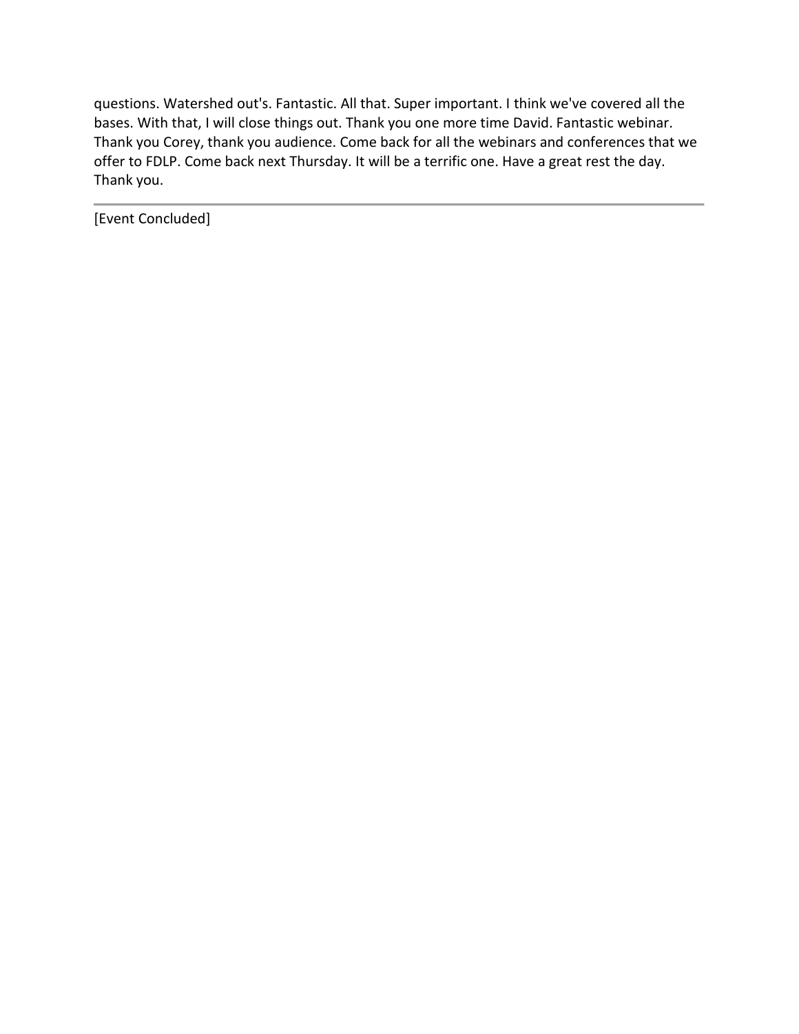questions. Watershed out's. Fantastic. All that. Super important. I think we've covered all the bases. With that, I will close things out. Thank you one more time David. Fantastic webinar. Thank you Corey, thank you audience. Come back for all the webinars and conferences that we offer to FDLP. Come back next Thursday. It will be a terrific one. Have a great rest the day. Thank you.

---

[Event Concluded]